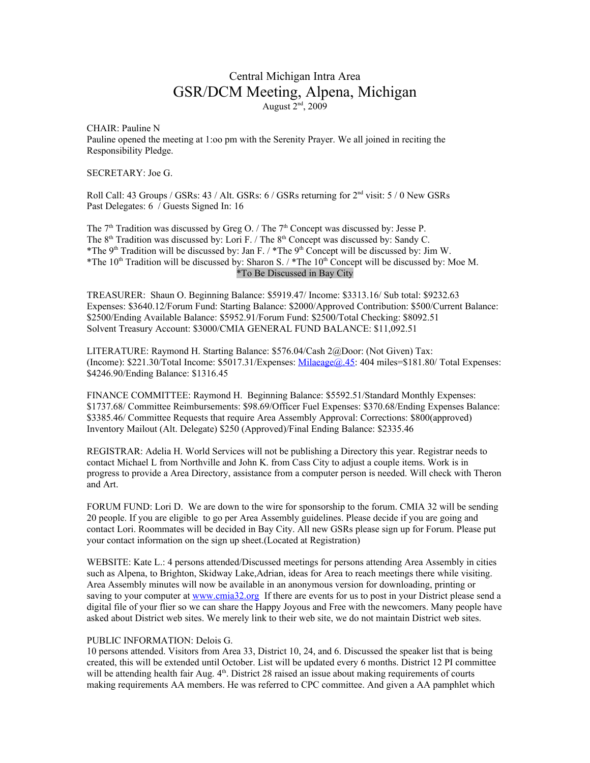# Central Michigan Intra Area
## GSR/DCM Meeting, Alpena, Michigan
August 2nd, 2009

CHAIR: Pauline N
Pauline opened the meeting at 1:oo pm with the Serenity Prayer. We all joined in reciting the Responsibility Pledge.

SECRETARY: Joe G.

Roll Call: 43 Groups / GSRs: 43 / Alt. GSRs: 6 / GSRs returning for 2nd visit: 5 / 0 New GSRs
Past Delegates: 6 / Guests Signed In: 16

The 7th Tradition was discussed by Greg O. / The 7th Concept was discussed by: Jesse P.
The 8th Tradition was discussed by: Lori F. / The 8th Concept was discussed by: Sandy C.
*The 9th Tradition will be discussed by: Jan F. / *The 9th Concept will be discussed by: Jim W.
*The 10th Tradition will be discussed by: Sharon S. / *The 10th Concept will be discussed by: Moe M.
*To Be Discussed in Bay City

TREASURER: Shaun O. Beginning Balance: $5919.47/ Income: $3313.16/ Sub total: $9232.63
Expenses: $3640.12/Forum Fund: Starting Balance: $2000/Approved Contribution: $500/Current Balance: $2500/Ending Available Balance: $5952.91/Forum Fund: $2500/Total Checking: $8092.51
Solvent Treasury Account: $3000/CMIA GENERAL FUND BALANCE: $11,092.51

LITERATURE: Raymond H. Starting Balance: $576.04/Cash 2@Door: (Not Given) Tax: (Income): $221.30/Total Income: $5017.31/Expenses: Milaeage@.45: 404 miles=$181.80/ Total Expenses: $4246.90/Ending Balance: $1316.45

FINANCE COMMITTEE: Raymond H. Beginning Balance: $5592.51/Standard Monthly Expenses: $1737.68/ Committee Reimbursements: $98.69/Officer Fuel Expenses: $370.68/Ending Expenses Balance: $3385.46/ Committee Requests that require Area Assembly Approval: Corrections: $800(approved) Inventory Mailout (Alt. Delegate) $250 (Approved)/Final Ending Balance: $2335.46

REGISTRAR: Adelia H. World Services will not be publishing a Directory this year. Registrar needs to contact Michael L from Northville and John K. from Cass City to adjust a couple items. Work is in progress to provide a Area Directory, assistance from a computer person is needed. Will check with Theron and Art.

FORUM FUND: Lori D. We are down to the wire for sponsorship to the forum. CMIA 32 will be sending 20 people. If you are eligible to go per Area Assembly guidelines. Please decide if you are going and contact Lori. Roommates will be decided in Bay City. All new GSRs please sign up for Forum. Please put your contact information on the sign up sheet.(Located at Registration)

WEBSITE: Kate L.: 4 persons attended/Discussed meetings for persons attending Area Assembly in cities such as Alpena, to Brighton, Skidway Lake,Adrian, ideas for Area to reach meetings there while visiting. Area Assembly minutes will now be available in an anonymous version for downloading, printing or saving to your computer at www.cmia32.org If there are events for us to post in your District please send a digital file of your flier so we can share the Happy Joyous and Free with the newcomers. Many people have asked about District web sites. We merely link to their web site, we do not maintain District web sites.

PUBLIC INFORMATION: Delois G.
10 persons attended. Visitors from Area 33, District 10, 24, and 6. Discussed the speaker list that is being created, this will be extended until October. List will be updated every 6 months. District 12 PI committee will be attending health fair Aug. 4th. District 28 raised an issue about making requirements of courts making requirements AA members. He was referred to CPC committee. And given a AA pamphlet which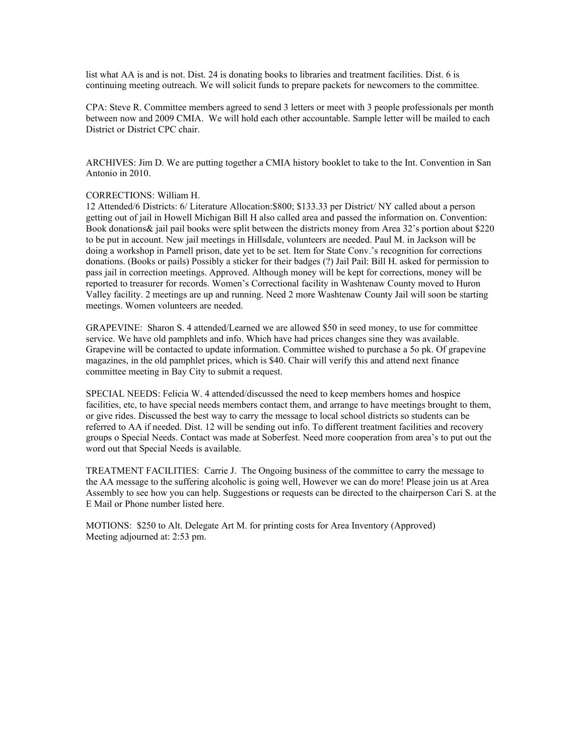list what AA is and is not. Dist. 24 is donating books to libraries and treatment facilities. Dist. 6 is continuing meeting outreach. We will solicit funds to prepare packets for newcomers to the committee.

CPA: Steve R. Committee members agreed to send 3 letters or meet with 3 people professionals per month between now and 2009 CMIA. We will hold each other accountable. Sample letter will be mailed to each District or District CPC chair.

ARCHIVES: Jim D. We are putting together a CMIA history booklet to take to the Int. Convention in San Antonio in 2010.

CORRECTIONS: William H.
12 Attended/6 Districts: 6/ Literature Allocation:$800; $133.33 per District/ NY called about a person getting out of jail in Howell Michigan Bill H also called area and passed the information on. Convention: Book donations& jail pail books were split between the districts money from Area 32's portion about $220 to be put in account. New jail meetings in Hillsdale, volunteers are needed. Paul M. in Jackson will be doing a workshop in Parnell prison, date yet to be set. Item for State Conv.'s recognition for corrections donations. (Books or pails) Possibly a sticker for their badges (?) Jail Pail: Bill H. asked for permission to pass jail in correction meetings. Approved. Although money will be kept for corrections, money will be reported to treasurer for records. Women's Correctional facility in Washtenaw County moved to Huron Valley facility. 2 meetings are up and running. Need 2 more Washtenaw County Jail will soon be starting meetings. Women volunteers are needed.

GRAPEVINE: Sharon S. 4 attended/Learned we are allowed $50 in seed money, to use for committee service. We have old pamphlets and info. Which have had prices changes sine they was available. Grapevine will be contacted to update information. Committee wished to purchase a 5o pk. Of grapevine magazines, in the old pamphlet prices, which is $40. Chair will verify this and attend next finance committee meeting in Bay City to submit a request.

SPECIAL NEEDS: Felicia W. 4 attended/discussed the need to keep members homes and hospice facilities, etc, to have special needs members contact them, and arrange to have meetings brought to them, or give rides. Discussed the best way to carry the message to local school districts so students can be referred to AA if needed. Dist. 12 will be sending out info. To different treatment facilities and recovery groups o Special Needs. Contact was made at Soberfest. Need more cooperation from area's to put out the word out that Special Needs is available.

TREATMENT FACILITIES: Carrie J. The Ongoing business of the committee to carry the message to the AA message to the suffering alcoholic is going well, However we can do more! Please join us at Area Assembly to see how you can help. Suggestions or requests can be directed to the chairperson Cari S. at the E Mail or Phone number listed here.

MOTIONS: $250 to Alt. Delegate Art M. for printing costs for Area Inventory (Approved)
Meeting adjourned at: 2:53 pm.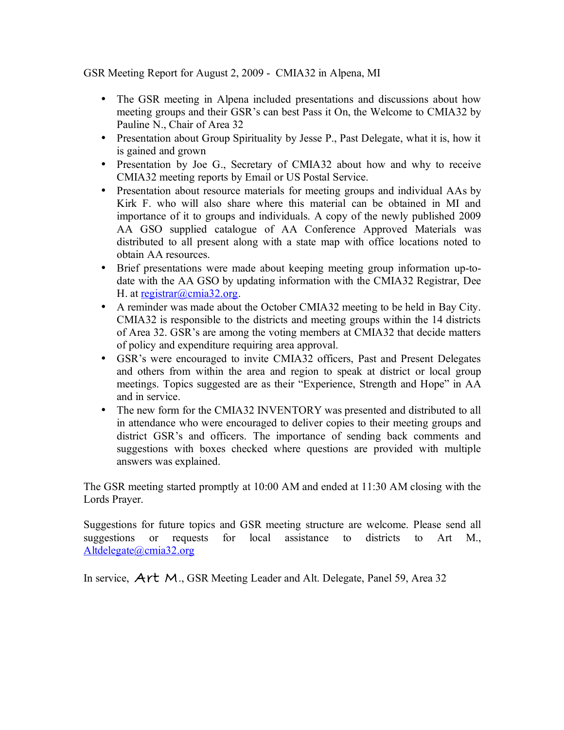GSR Meeting Report for August 2, 2009 - CMIA32 in Alpena, MI

- The GSR meeting in Alpena included presentations and discussions about how meeting groups and their GSR's can best Pass it On, the Welcome to CMIA32 by Pauline N., Chair of Area 32
- Presentation about Group Spirituality by Jesse P., Past Delegate, what it is, how it is gained and grown
- Presentation by Joe G., Secretary of CMIA32 about how and why to receive CMIA32 meeting reports by Email or US Postal Service.
- Presentation about resource materials for meeting groups and individual AAs by Kirk F. who will also share where this material can be obtained in MI and importance of it to groups and individuals. A copy of the newly published 2009 AA GSO supplied catalogue of AA Conference Approved Materials was distributed to all present along with a state map with office locations noted to obtain AA resources.
- Brief presentations were made about keeping meeting group information up-to-date with the AA GSO by updating information with the CMIA32 Registrar, Dee H. at registrar@cmia32.org.
- A reminder was made about the October CMIA32 meeting to be held in Bay City. CMIA32 is responsible to the districts and meeting groups within the 14 districts of Area 32. GSR's are among the voting members at CMIA32 that decide matters of policy and expenditure requiring area approval.
- GSR's were encouraged to invite CMIA32 officers, Past and Present Delegates and others from within the area and region to speak at district or local group meetings. Topics suggested are as their "Experience, Strength and Hope" in AA and in service.
- The new form for the CMIA32 INVENTORY was presented and distributed to all in attendance who were encouraged to deliver copies to their meeting groups and district GSR's and officers. The importance of sending back comments and suggestions with boxes checked where questions are provided with multiple answers was explained.

The GSR meeting started promptly at 10:00 AM and ended at 11:30 AM closing with the Lords Prayer.

Suggestions for future topics and GSR meeting structure are welcome. Please send all suggestions or requests for local assistance to districts to Art M., Altdelegate@cmia32.org

In service, Art M., GSR Meeting Leader and Alt. Delegate, Panel 59, Area 32